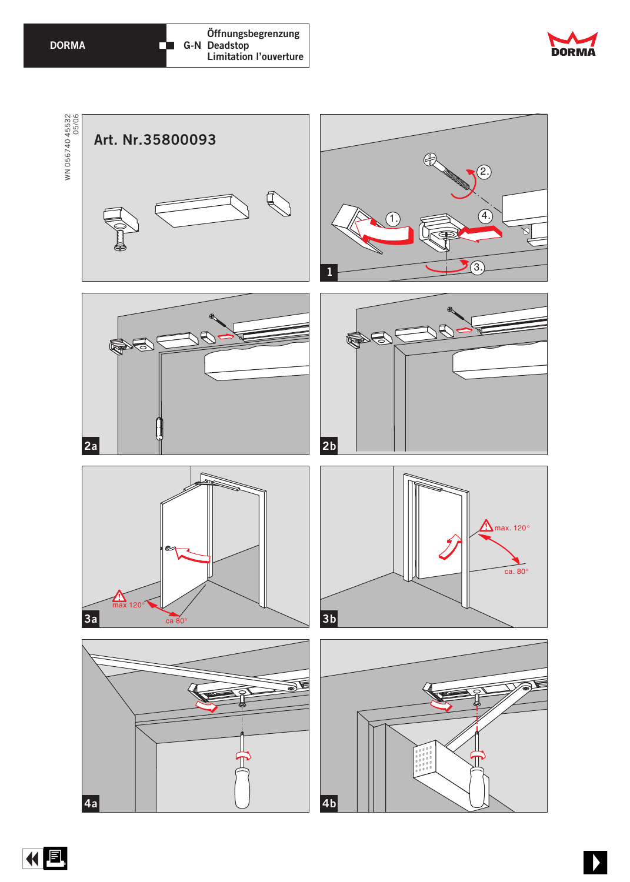DORMA

G-N Öffnungsbegrenzung
Deadstop
Limitation l'ouverture

WN 056740 45532
05/06

Art. Nr.35800093

1

1.
2.
3.
4.

2a

2b

3a

max 120°
ca 80°

3b

max. 120°
ca. 80°

4a

4b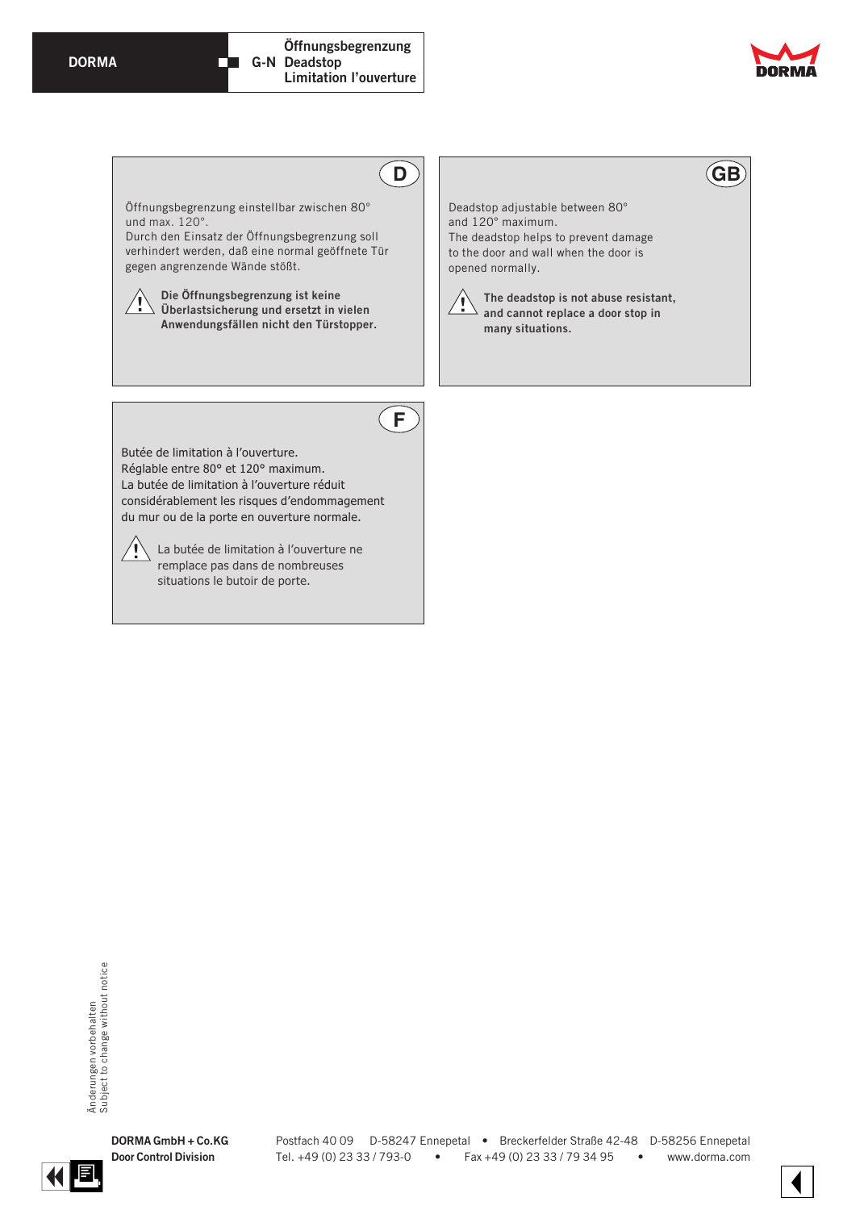DORMA | G-N Öffnungsbegrenzung Deadstop Limitation l'ouverture

## D

Öffnungsbegrenzung einstellbar zwischen 80° und max. 120°.
Durch den Einsatz der Öffnungsbegrenzung soll verhindert werden, daß eine normal geöffnete Tür gegen angrenzende Wände stößt.

⚠ **Die Öffnungsbegrenzung ist keine Überlastsicherung und ersetzt in vielen Anwendungsfällen nicht den Türstopper.**

## GB

Deadstop adjustable between 80° and 120° maximum.
The deadstop helps to prevent damage to the door and wall when the door is opened normally.

⚠ **The deadstop is not abuse resistant, and cannot replace a door stop in many situations.**

## F

Butée de limitation à l'ouverture.
Réglable entre 80° et 120° maximum.
La butée de limitation à l'ouverture réduit considérablement les risques d'endommagement du mur ou de la porte en ouverture normale.

⚠ La butée de limitation à l'ouverture ne remplace pas dans de nombreuses situations le butoir de porte.

Änderungen vorbehalten
Subject to change without notice

**DORMA GmbH + Co.KG**
**Door Control Division**

Postfach 40 09 D-58247 Ennepetal • Breckerfelder Straße 42-48 D-58256 Ennepetal
Tel. +49 (0) 23 33 / 793-0 • Fax +49 (0) 23 33 / 79 34 95 • www.dorma.com